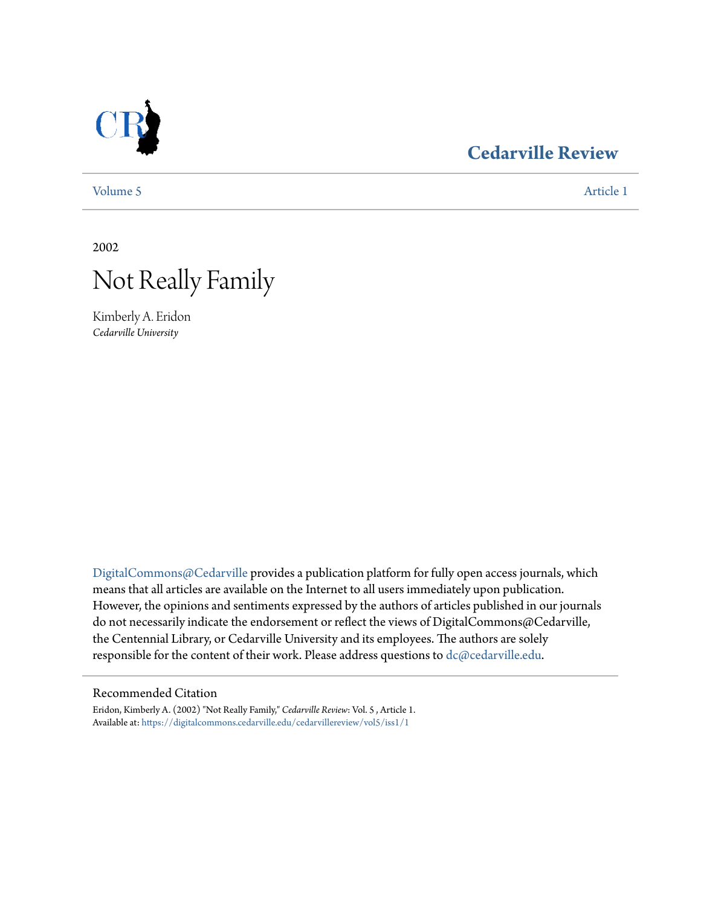Cedarville Review

Volume 5 | Article 1

2002

# Not Really Family

Kimberly A. Eridon
*Cedarville University*

DigitalCommons@Cedarville provides a publication platform for fully open access journals, which means that all articles are available on the Internet to all users immediately upon publication. However, the opinions and sentiments expressed by the authors of articles published in our journals do not necessarily indicate the endorsement or reflect the views of DigitalCommons@Cedarville, the Centennial Library, or Cedarville University and its employees. The authors are solely responsible for the content of their work. Please address questions to dc@cedarville.edu.

## Recommended Citation

Eridon, Kimberly A. (2002) "Not Really Family," *Cedarville Review*: Vol. 5 , Article 1.
Available at: https://digitalcommons.cedarville.edu/cedarvillereview/vol5/iss1/1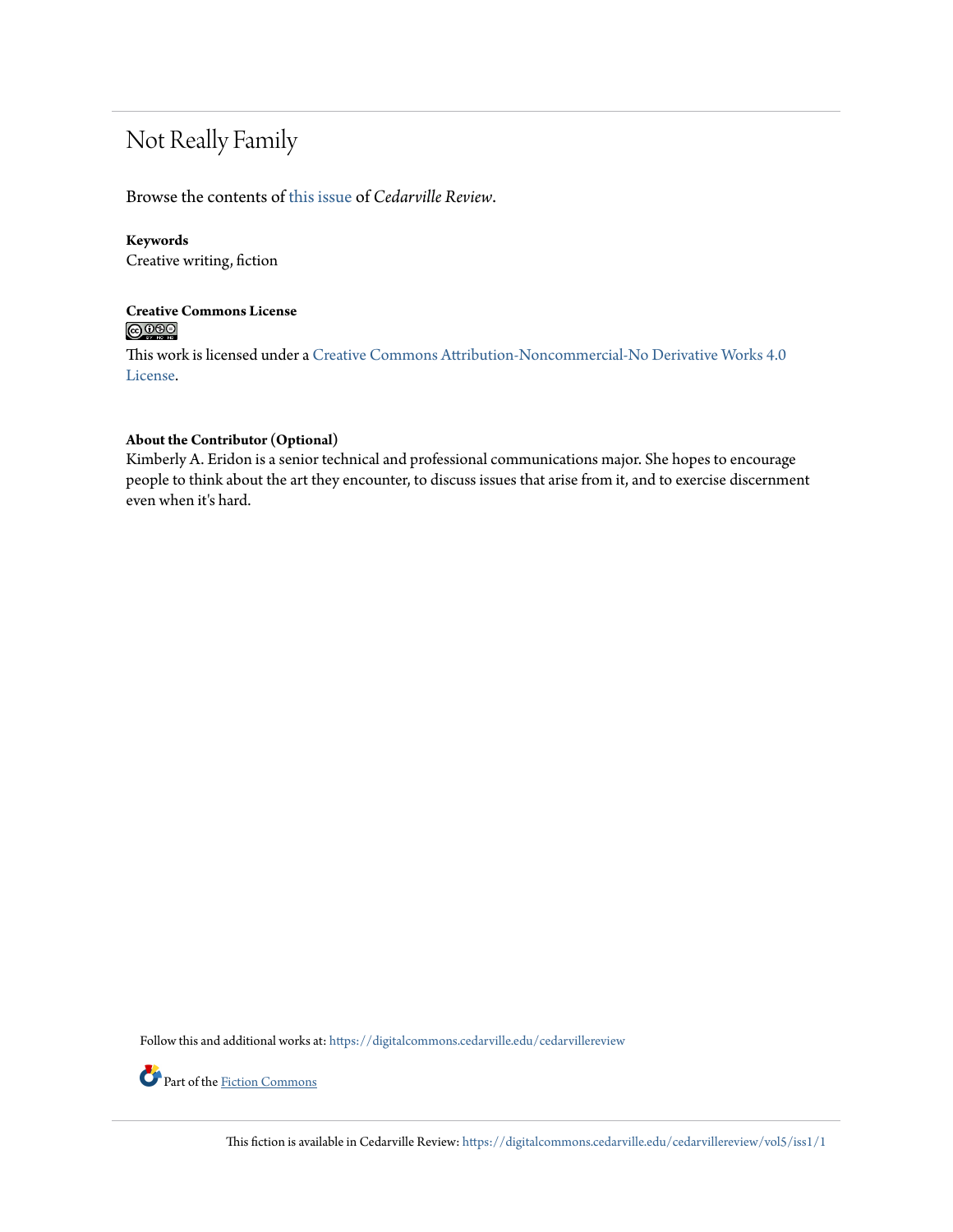# Not Really Family

Browse the contents of this issue of *Cedarville Review*.

**Keywords**
Creative writing, fiction

**Creative Commons License**

This work is licensed under a Creative Commons Attribution-Noncommercial-No Derivative Works 4.0 License.

**About the Contributor (Optional)**
Kimberly A. Eridon is a senior technical and professional communications major. She hopes to encourage people to think about the art they encounter, to discuss issues that arise from it, and to exercise discernment even when it's hard.

Follow this and additional works at: https://digitalcommons.cedarville.edu/cedarvillereview

Part of the Fiction Commons

This fiction is available in Cedarville Review: https://digitalcommons.cedarville.edu/cedarvillereview/vol5/iss1/1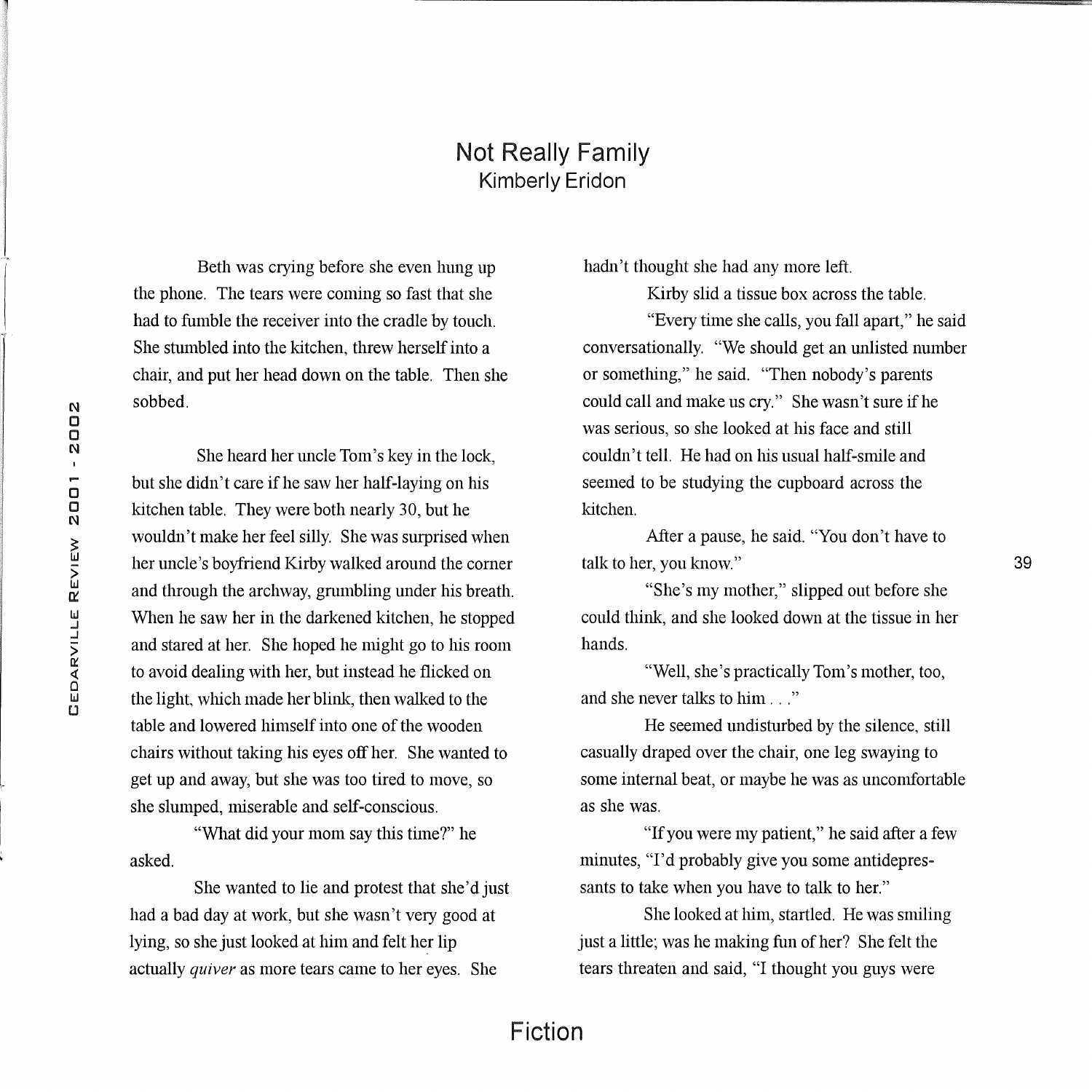# Not Really Family

Kimberly Eridon

Beth was crying before she even hung up the phone. The tears were coming so fast that she had to fumble the receiver into the cradle by touch. She stumbled into the kitchen, threw herself into a chair, and put her head down on the table. Then she sobbed.

She heard her uncle Tom's key in the lock, but she didn't care if he saw her half-laying on his kitchen table. They were both nearly 30, but he wouldn't make her feel silly. She was surprised when her uncle's boyfriend Kirby walked around the corner and through the archway, grumbling under his breath. When he saw her in the darkened kitchen, he stopped and stared at her. She hoped he might go to his room to avoid dealing with her, but instead he flicked on the light, which made her blink, then walked to the table and lowered himself into one of the wooden chairs without taking his eyes off her. She wanted to get up and away, but she was too tired to move, so she slumped, miserable and self-conscious.

"What did your mom say this time?" he asked.

She wanted to lie and protest that she'd just had a bad day at work, but she wasn't very good at lying, so she just looked at him and felt her lip actually *quiver* as more tears came to her eyes. She hadn't thought she had any more left.

Kirby slid a tissue box across the table.

"Every time she calls, you fall apart," he said conversationally. "We should get an unlisted number or something," he said. "Then nobody's parents could call and make us cry." She wasn't sure if he was serious, so she looked at his face and still couldn't tell. He had on his usual half-smile and seemed to be studying the cupboard across the kitchen.

After a pause, he said. "You don't have to talk to her, you know."

"She's my mother," slipped out before she could think, and she looked down at the tissue in her hands.

"Well, she's practically Tom's mother, too, and she never talks to him . . ."

He seemed undisturbed by the silence, still casually draped over the chair, one leg swaying to some internal beat, or maybe he was as uncomfortable as she was.

"If you were my patient," he said after a few minutes, "I'd probably give you some antidepressants to take when you have to talk to her."

She looked at him, startled. He was smiling just a little; was he making fun of her? She felt the tears threaten and said, "I thought you guys were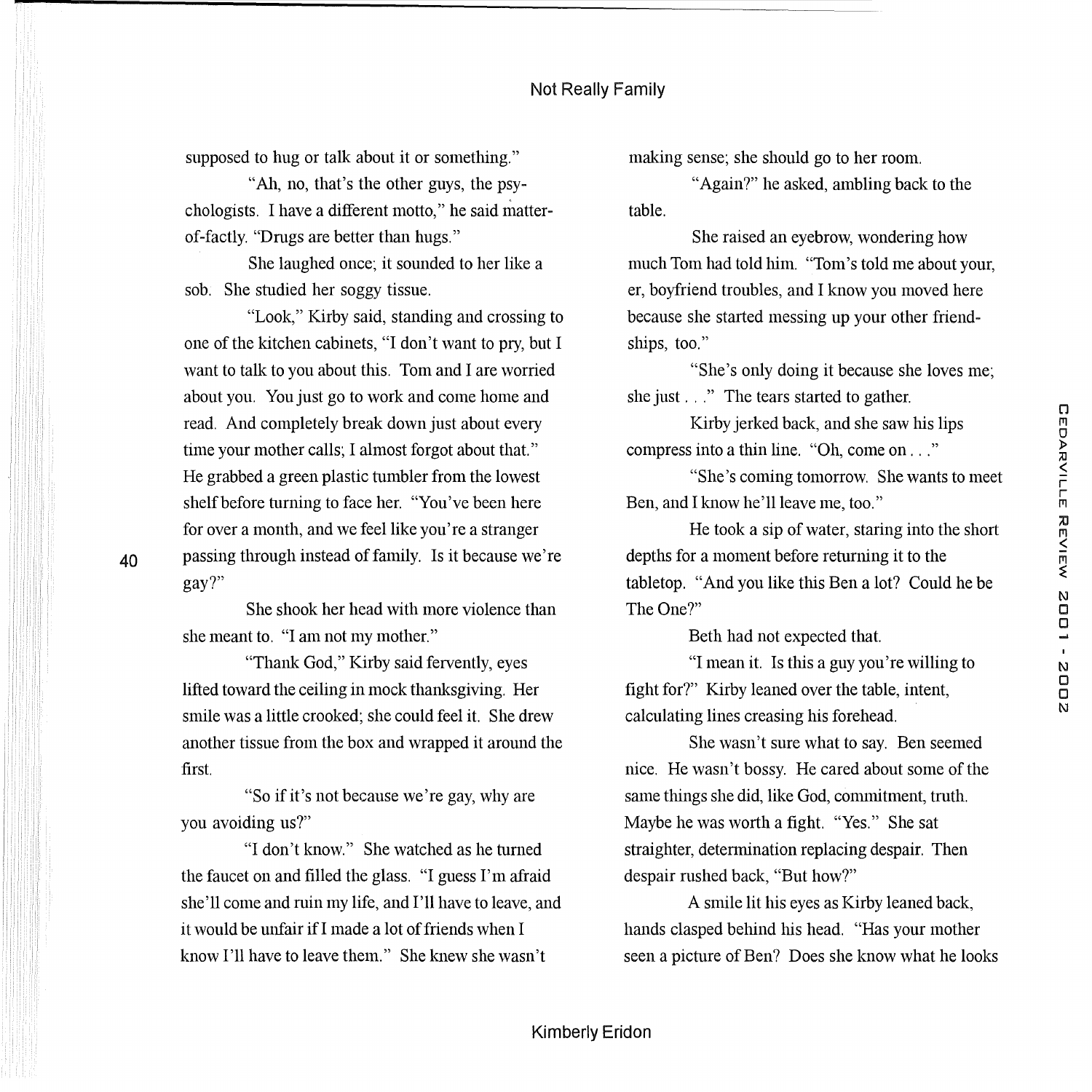supposed to hug or talk about it or something."

"Ah, no, that's the other guys, the psychologists. I have a different motto," he said matter-of-factly. "Drugs are better than hugs."

She laughed once; it sounded to her like a sob. She studied her soggy tissue.

"Look," Kirby said, standing and crossing to one of the kitchen cabinets, "I don't want to pry, but I want to talk to you about this. Tom and I are worried about you. You just go to work and come home and read. And completely break down just about every time your mother calls; I almost forgot about that." He grabbed a green plastic tumbler from the lowest shelf before turning to face her. "You've been here for over a month, and we feel like you're a stranger passing through instead of family. Is it because we're gay?"

She shook her head with more violence than she meant to. "I am not my mother."

"Thank God," Kirby said fervently, eyes lifted toward the ceiling in mock thanksgiving. Her smile was a little crooked; she could feel it. She drew another tissue from the box and wrapped it around the first.

"So if it's not because we're gay, why are you avoiding us?"

"I don't know." She watched as he turned the faucet on and filled the glass. "I guess I'm afraid she'll come and ruin my life, and I'll have to leave, and it would be unfair if I made a lot of friends when I know I'll have to leave them." She knew she wasn't making sense; she should go to her room.

"Again?" he asked, ambling back to the table.

She raised an eyebrow, wondering how much Tom had told him. "Tom's told me about your, er, boyfriend troubles, and I know you moved here because she started messing up your other friendships, too."

"She's only doing it because she loves me; she just . . ." The tears started to gather.

Kirby jerked back, and she saw his lips compress into a thin line. "Oh, come on . . ."

"She's coming tomorrow. She wants to meet Ben, and I know he'll leave me, too."

He took a sip of water, staring into the short depths for a moment before returning it to the tabletop. "And you like this Ben a lot? Could he be The One?"

Beth had not expected that.

"I mean it. Is this a guy you're willing to fight for?" Kirby leaned over the table, intent, calculating lines creasing his forehead.

She wasn't sure what to say. Ben seemed nice. He wasn't bossy. He cared about some of the same things she did, like God, commitment, truth. Maybe he was worth a fight. "Yes." She sat straighter, determination replacing despair. Then despair rushed back, "But how?"

A smile lit his eyes as Kirby leaned back, hands clasped behind his head. "Has your mother seen a picture of Ben? Does she know what he looks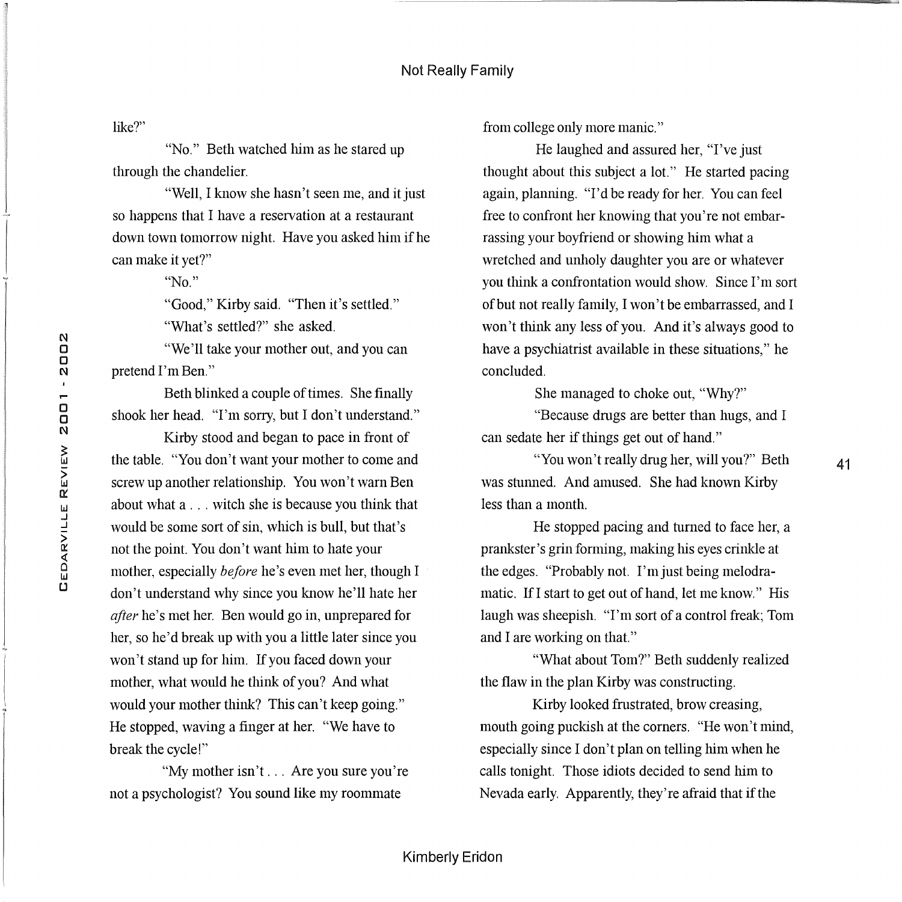like?"

"No." Beth watched him as he stared up through the chandelier.

"Well, I know she hasn't seen me, and it just so happens that I have a reservation at a restaurant down town tomorrow night. Have you asked him if he can make it yet?"

"No."

"Good," Kirby said. "Then it's settled."

"What's settled?" she asked.

"We'll take your mother out, and you can pretend I'm Ben."

Beth blinked a couple of times. She finally shook her head. "I'm sorry, but I don't understand."

Kirby stood and began to pace in front of the table. "You don't want your mother to come and screw up another relationship. You won't warn Ben about what a . . . witch she is because you think that would be some sort of sin, which is bull, but that's not the point. You don't want him to hate your mother, especially *before* he's even met her, though I don't understand why since you know he'll hate her *after* he's met her. Ben would go in, unprepared for her, so he'd break up with you a little later since you won't stand up for him. If you faced down your mother, what would he think of you? And what would your mother think? This can't keep going." He stopped, waving a finger at her. "We have to break the cycle!"

"My mother isn't . . . Are you sure you're not a psychologist? You sound like my roommate from college only more manic."

He laughed and assured her, "I've just thought about this subject a lot." He started pacing again, planning. "I'd be ready for her. You can feel free to confront her knowing that you're not embarrassing your boyfriend or showing him what a wretched and unholy daughter you are or whatever you think a confrontation would show. Since I'm sort of but not really family, I won't be embarrassed, and I won't think any less of you. And it's always good to have a psychiatrist available in these situations," he concluded.

She managed to choke out, "Why?"

"Because drugs are better than hugs, and I can sedate her if things get out of hand."

"You won't really drug her, will you?" Beth was stunned. And amused. She had known Kirby less than a month.

He stopped pacing and turned to face her, a prankster's grin forming, making his eyes crinkle at the edges. "Probably not. I'm just being melodramatic. If I start to get out of hand, let me know." His laugh was sheepish. "I'm sort of a control freak; Tom and I are working on that."

"What about Tom?" Beth suddenly realized the flaw in the plan Kirby was constructing.

Kirby looked frustrated, brow creasing, mouth going puckish at the corners. "He won't mind, especially since I don't plan on telling him when he calls tonight. Those idiots decided to send him to Nevada early. Apparently, they're afraid that if the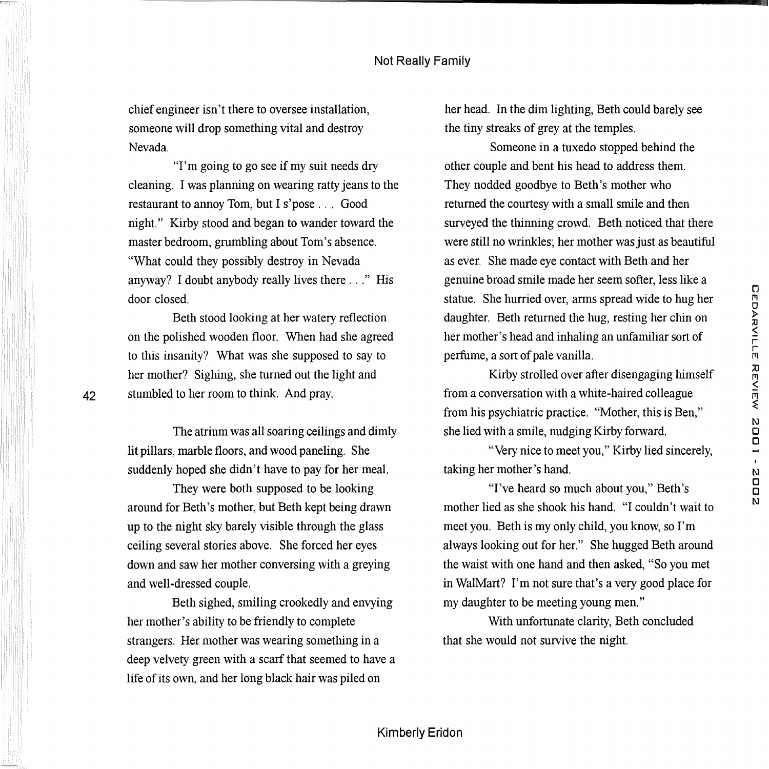chief engineer isn't there to oversee installation, someone will drop something vital and destroy Nevada.

"I'm going to go see if my suit needs dry cleaning. I was planning on wearing ratty jeans to the restaurant to annoy Tom, but I s'pose . . . Good night." Kirby stood and began to wander toward the master bedroom, grumbling about Tom's absence. "What could they possibly destroy in Nevada anyway? I doubt anybody really lives there . . ." His door closed.

Beth stood looking at her watery reflection on the polished wooden floor. When had she agreed to this insanity? What was she supposed to say to her mother? Sighing, she turned out the light and stumbled to her room to think. And pray.

The atrium was all soaring ceilings and dimly lit pillars, marble floors, and wood paneling. She suddenly hoped she didn't have to pay for her meal.

They were both supposed to be looking around for Beth's mother, but Beth kept being drawn up to the night sky barely visible through the glass ceiling several stories above. She forced her eyes down and saw her mother conversing with a greying and well-dressed couple.

Beth sighed, smiling crookedly and envying her mother's ability to be friendly to complete strangers. Her mother was wearing something in a deep velvety green with a scarf that seemed to have a life of its own, and her long black hair was piled on her head. In the dim lighting, Beth could barely see the tiny streaks of grey at the temples.

Someone in a tuxedo stopped behind the other couple and bent his head to address them. They nodded goodbye to Beth's mother who returned the courtesy with a small smile and then surveyed the thinning crowd. Beth noticed that there were still no wrinkles; her mother was just as beautiful as ever. She made eye contact with Beth and her genuine broad smile made her seem softer, less like a statue. She hurried over, arms spread wide to hug her daughter. Beth returned the hug, resting her chin on her mother's head and inhaling an unfamiliar sort of perfume, a sort of pale vanilla.

Kirby strolled over after disengaging himself from a conversation with a white-haired colleague from his psychiatric practice. "Mother, this is Ben," she lied with a smile, nudging Kirby forward.

"Very nice to meet you," Kirby lied sincerely, taking her mother's hand.

"I've heard so much about you," Beth's mother lied as she shook his hand. "I couldn't wait to meet you. Beth is my only child, you know, so I'm always looking out for her." She hugged Beth around the waist with one hand and then asked, "So you met in WalMart? I'm not sure that's a very good place for my daughter to be meeting young men."

With unfortunate clarity, Beth concluded that she would not survive the night.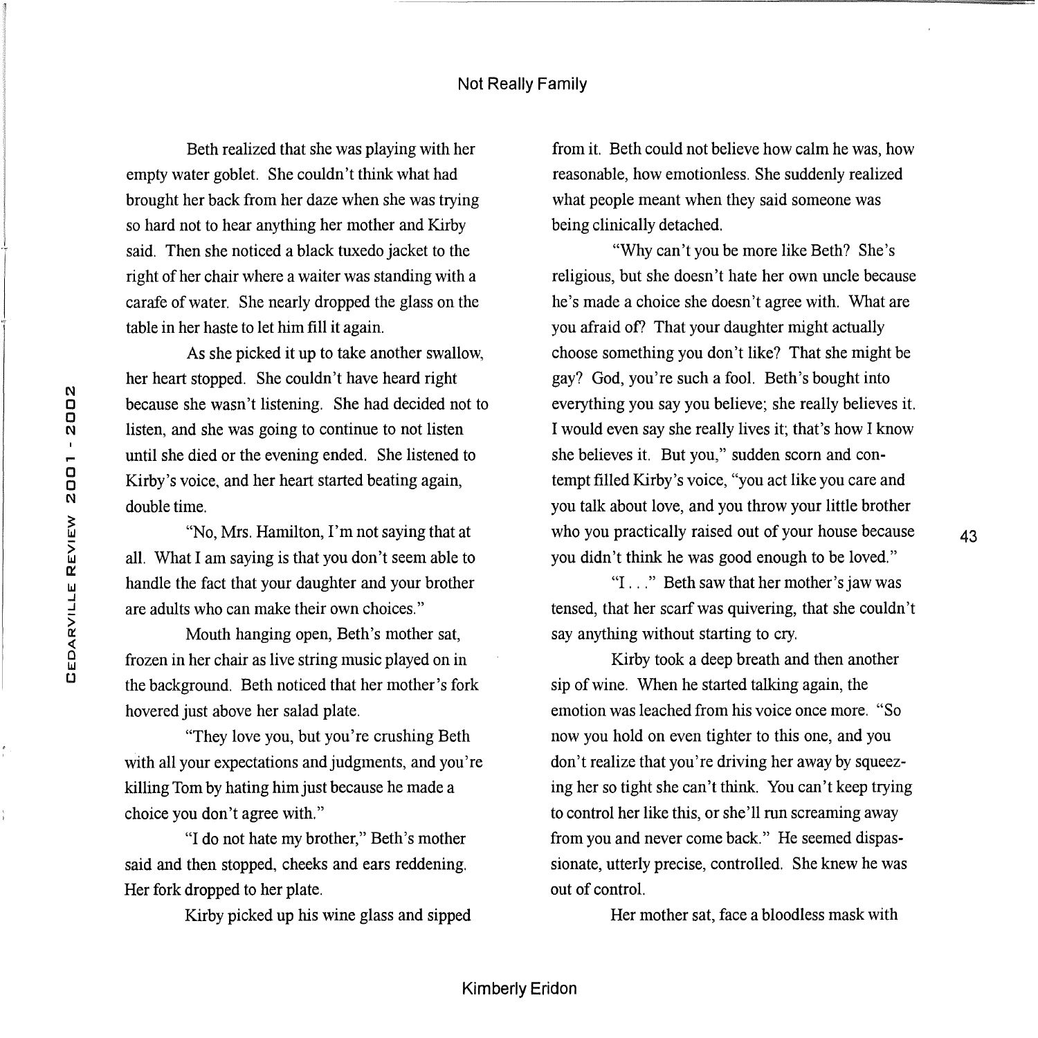Beth realized that she was playing with her empty water goblet. She couldn't think what had brought her back from her daze when she was trying so hard not to hear anything her mother and Kirby said. Then she noticed a black tuxedo jacket to the right of her chair where a waiter was standing with a carafe of water. She nearly dropped the glass on the table in her haste to let him fill it again.

As she picked it up to take another swallow, her heart stopped. She couldn't have heard right because she wasn't listening. She had decided not to listen, and she was going to continue to not listen until she died or the evening ended. She listened to Kirby's voice, and her heart started beating again, double time.

"No, Mrs. Hamilton, I'm not saying that at all. What I am saying is that you don't seem able to handle the fact that your daughter and your brother are adults who can make their own choices."

Mouth hanging open, Beth's mother sat, frozen in her chair as live string music played on in the background. Beth noticed that her mother's fork hovered just above her salad plate.

"They love you, but you're crushing Beth with all your expectations and judgments, and you're killing Tom by hating him just because he made a choice you don't agree with."

"I do not hate my brother," Beth's mother said and then stopped, cheeks and ears reddening. Her fork dropped to her plate.

Kirby picked up his wine glass and sipped from it. Beth could not believe how calm he was, how reasonable, how emotionless. She suddenly realized what people meant when they said someone was being clinically detached.

"Why can't you be more like Beth? She's religious, but she doesn't hate her own uncle because he's made a choice she doesn't agree with. What are you afraid of? That your daughter might actually choose something you don't like? That she might be gay? God, you're such a fool. Beth's bought into everything you say you believe; she really believes it. I would even say she really lives it; that's how I know she believes it. But you," sudden scorn and contempt filled Kirby's voice, "you act like you care and you talk about love, and you throw your little brother who you practically raised out of your house because you didn't think he was good enough to be loved."

"I . . ." Beth saw that her mother's jaw was tensed, that her scarf was quivering, that she couldn't say anything without starting to cry.

Kirby took a deep breath and then another sip of wine. When he started talking again, the emotion was leached from his voice once more. "So now you hold on even tighter to this one, and you don't realize that you're driving her away by squeezing her so tight she can't think. You can't keep trying to control her like this, or she'll run screaming away from you and never come back." He seemed dispassionate, utterly precise, controlled. She knew he was out of control.

Her mother sat, face a bloodless mask with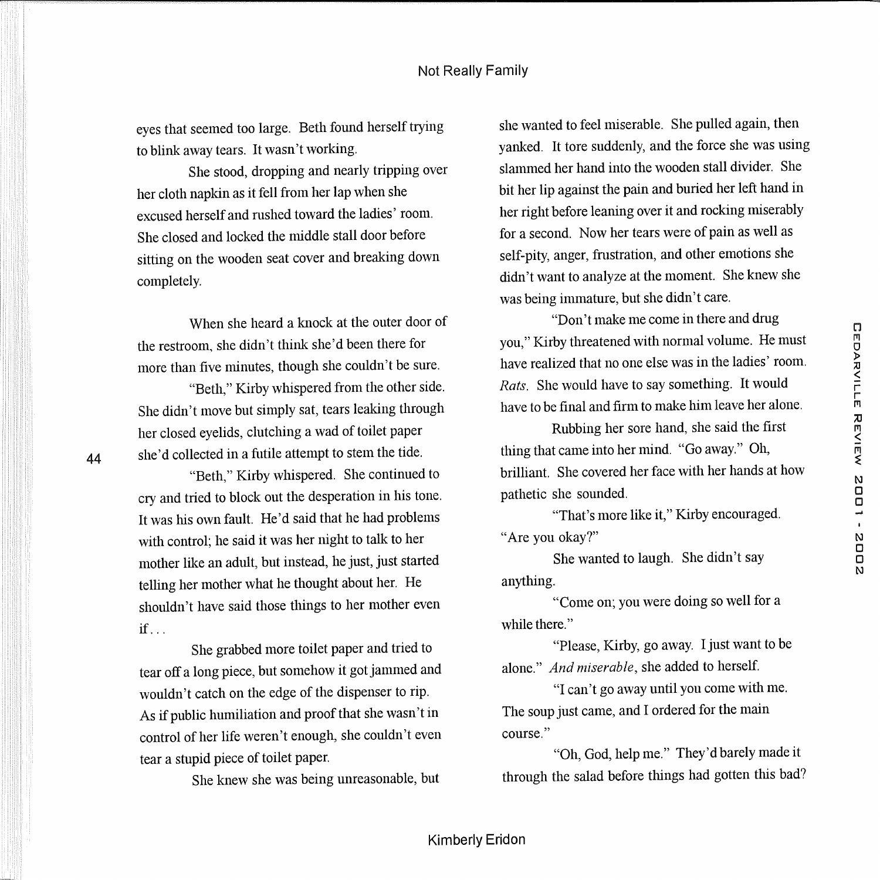eyes that seemed too large. Beth found herself trying to blink away tears. It wasn't working.

She stood, dropping and nearly tripping over her cloth napkin as it fell from her lap when she excused herself and rushed toward the ladies' room. She closed and locked the middle stall door before sitting on the wooden seat cover and breaking down completely.

When she heard a knock at the outer door of the restroom, she didn't think she'd been there for more than five minutes, though she couldn't be sure.

"Beth," Kirby whispered from the other side. She didn't move but simply sat, tears leaking through her closed eyelids, clutching a wad of toilet paper she'd collected in a futile attempt to stem the tide.

"Beth," Kirby whispered. She continued to cry and tried to block out the desperation in his tone. It was his own fault. He'd said that he had problems with control; he said it was her night to talk to her mother like an adult, but instead, he just, just started telling her mother what he thought about her. He shouldn't have said those things to her mother even if . . .

She grabbed more toilet paper and tried to tear off a long piece, but somehow it got jammed and wouldn't catch on the edge of the dispenser to rip. As if public humiliation and proof that she wasn't in control of her life weren't enough, she couldn't even tear a stupid piece of toilet paper.

She knew she was being unreasonable, but she wanted to feel miserable. She pulled again, then yanked. It tore suddenly, and the force she was using slammed her hand into the wooden stall divider. She bit her lip against the pain and buried her left hand in her right before leaning over it and rocking miserably for a second. Now her tears were of pain as well as self-pity, anger, frustration, and other emotions she didn't want to analyze at the moment. She knew she was being immature, but she didn't care.

"Don't make me come in there and drug you," Kirby threatened with normal volume. He must have realized that no one else was in the ladies' room. *Rats*. She would have to say something. It would have to be final and firm to make him leave her alone.

Rubbing her sore hand, she said the first thing that came into her mind. "Go away." Oh, brilliant. She covered her face with her hands at how pathetic she sounded.

"That's more like it," Kirby encouraged. "Are you okay?"

She wanted to laugh. She didn't say anything.

"Come on; you were doing so well for a while there."

"Please, Kirby, go away. I just want to be alone." *And miserable*, she added to herself.

"I can't go away until you come with me. The soup just came, and I ordered for the main course."

"Oh, God, help me." They'd barely made it through the salad before things had gotten this bad?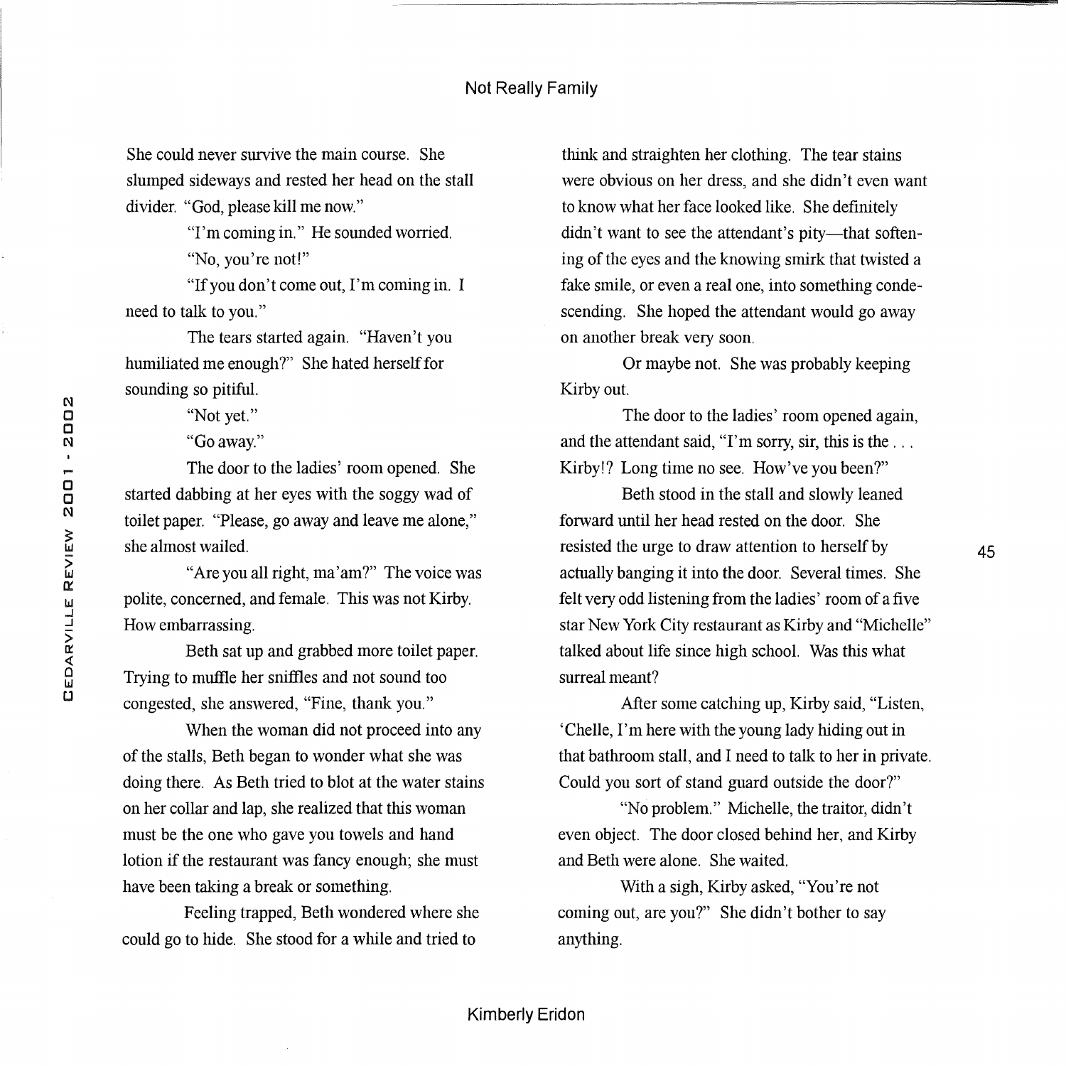She could never survive the main course. She slumped sideways and rested her head on the stall divider. "God, please kill me now."

"I'm coming in." He sounded worried.

"No, you're not!"

"If you don't come out, I'm coming in. I need to talk to you."

The tears started again. "Haven't you humiliated me enough?" She hated herself for sounding so pitiful.

"Not yet."

"Go away."

The door to the ladies' room opened. She started dabbing at her eyes with the soggy wad of toilet paper. "Please, go away and leave me alone," she almost wailed.

"Are you all right, ma'am?" The voice was polite, concerned, and female. This was not Kirby. How embarrassing.

Beth sat up and grabbed more toilet paper. Trying to muffle her sniffles and not sound too congested, she answered, "Fine, thank you."

When the woman did not proceed into any of the stalls, Beth began to wonder what she was doing there. As Beth tried to blot at the water stains on her collar and lap, she realized that this woman must be the one who gave you towels and hand lotion if the restaurant was fancy enough; she must have been taking a break or something.

Feeling trapped, Beth wondered where she could go to hide. She stood for a while and tried to think and straighten her clothing. The tear stains were obvious on her dress, and she didn't even want to know what her face looked like. She definitely didn't want to see the attendant's pity—that softening of the eyes and the knowing smirk that twisted a fake smile, or even a real one, into something condescending. She hoped the attendant would go away on another break very soon.

Or maybe not. She was probably keeping Kirby out.

The door to the ladies' room opened again, and the attendant said, "I'm sorry, sir, this is the . . . Kirby!? Long time no see. How've you been?"

Beth stood in the stall and slowly leaned forward until her head rested on the door. She resisted the urge to draw attention to herself by actually banging it into the door. Several times. She felt very odd listening from the ladies' room of a five star New York City restaurant as Kirby and "Michelle" talked about life since high school. Was this what surreal meant?

After some catching up, Kirby said, "Listen, 'Chelle, I'm here with the young lady hiding out in that bathroom stall, and I need to talk to her in private. Could you sort of stand guard outside the door?"

"No problem." Michelle, the traitor, didn't even object. The door closed behind her, and Kirby and Beth were alone. She waited.

With a sigh, Kirby asked, "You're not coming out, are you?" She didn't bother to say anything.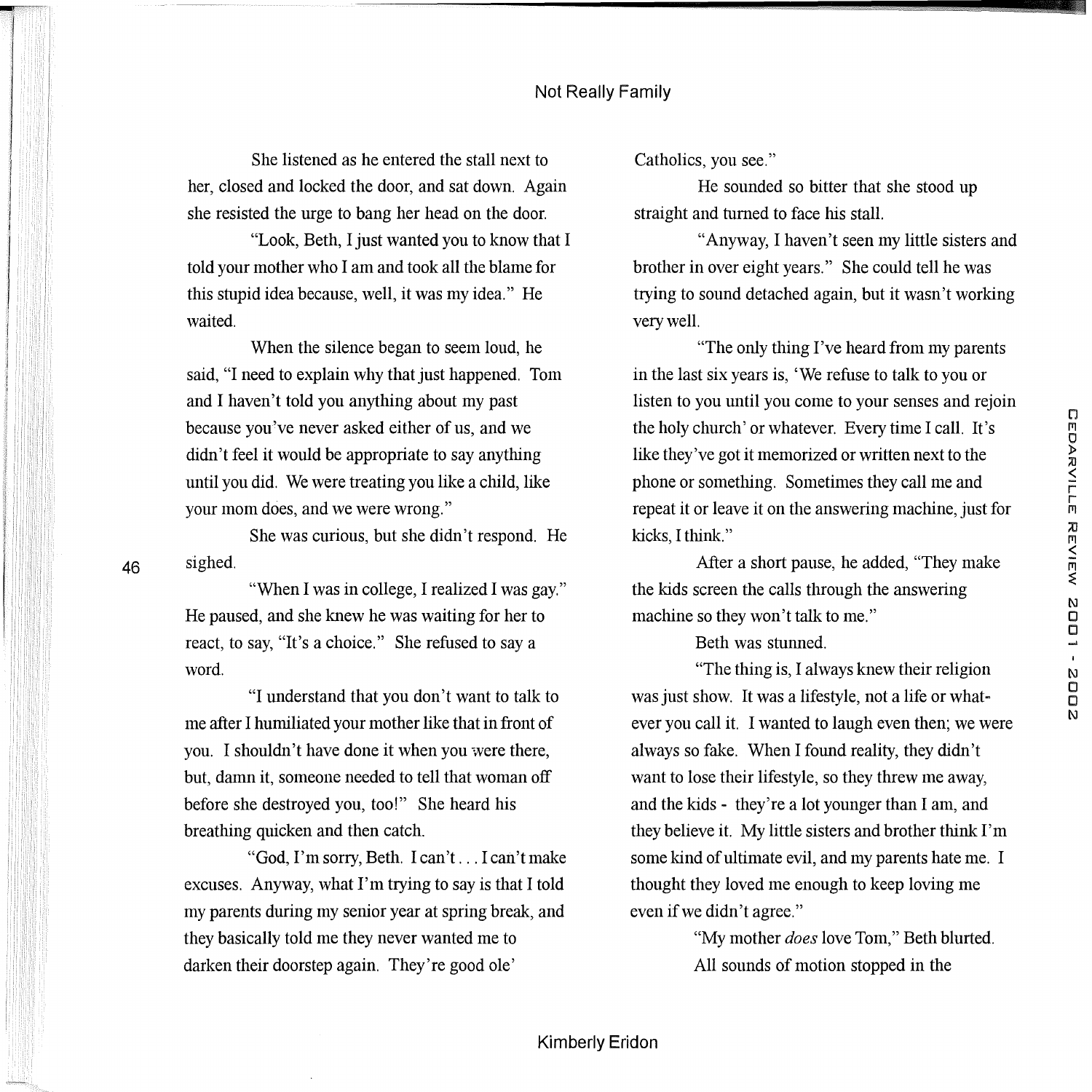She listened as he entered the stall next to her, closed and locked the door, and sat down. Again she resisted the urge to bang her head on the door.

"Look, Beth, I just wanted you to know that I told your mother who I am and took all the blame for this stupid idea because, well, it was my idea." He waited.

When the silence began to seem loud, he said, "I need to explain why that just happened. Tom and I haven't told you anything about my past because you've never asked either of us, and we didn't feel it would be appropriate to say anything until you did. We were treating you like a child, like your mom does, and we were wrong."

She was curious, but she didn't respond. He sighed.

"When I was in college, I realized I was gay." He paused, and she knew he was waiting for her to react, to say, "It's a choice." She refused to say a word.

"I understand that you don't want to talk to me after I humiliated your mother like that in front of you. I shouldn't have done it when you were there, but, damn it, someone needed to tell that woman off before she destroyed you, too!" She heard his breathing quicken and then catch.

"God, I'm sorry, Beth. I can't . . . I can't make excuses. Anyway, what I'm trying to say is that I told my parents during my senior year at spring break, and they basically told me they never wanted me to darken their doorstep again. They're good ole' Catholics, you see."

He sounded so bitter that she stood up straight and turned to face his stall.

"Anyway, I haven't seen my little sisters and brother in over eight years." She could tell he was trying to sound detached again, but it wasn't working very well.

"The only thing I've heard from my parents in the last six years is, 'We refuse to talk to you or listen to you until you come to your senses and rejoin the holy church' or whatever. Every time I call. It's like they've got it memorized or written next to the phone or something. Sometimes they call me and repeat it or leave it on the answering machine, just for kicks, I think."

After a short pause, he added, "They make the kids screen the calls through the answering machine so they won't talk to me."

Beth was stunned.

"The thing is, I always knew their religion was just show. It was a lifestyle, not a life or whatever you call it. I wanted to laugh even then; we were always so fake. When I found reality, they didn't want to lose their lifestyle, so they threw me away, and the kids - they're a lot younger than I am, and they believe it. My little sisters and brother think I'm some kind of ultimate evil, and my parents hate me. I thought they loved me enough to keep loving me even if we didn't agree."

"My mother *does* love Tom," Beth blurted.

All sounds of motion stopped in the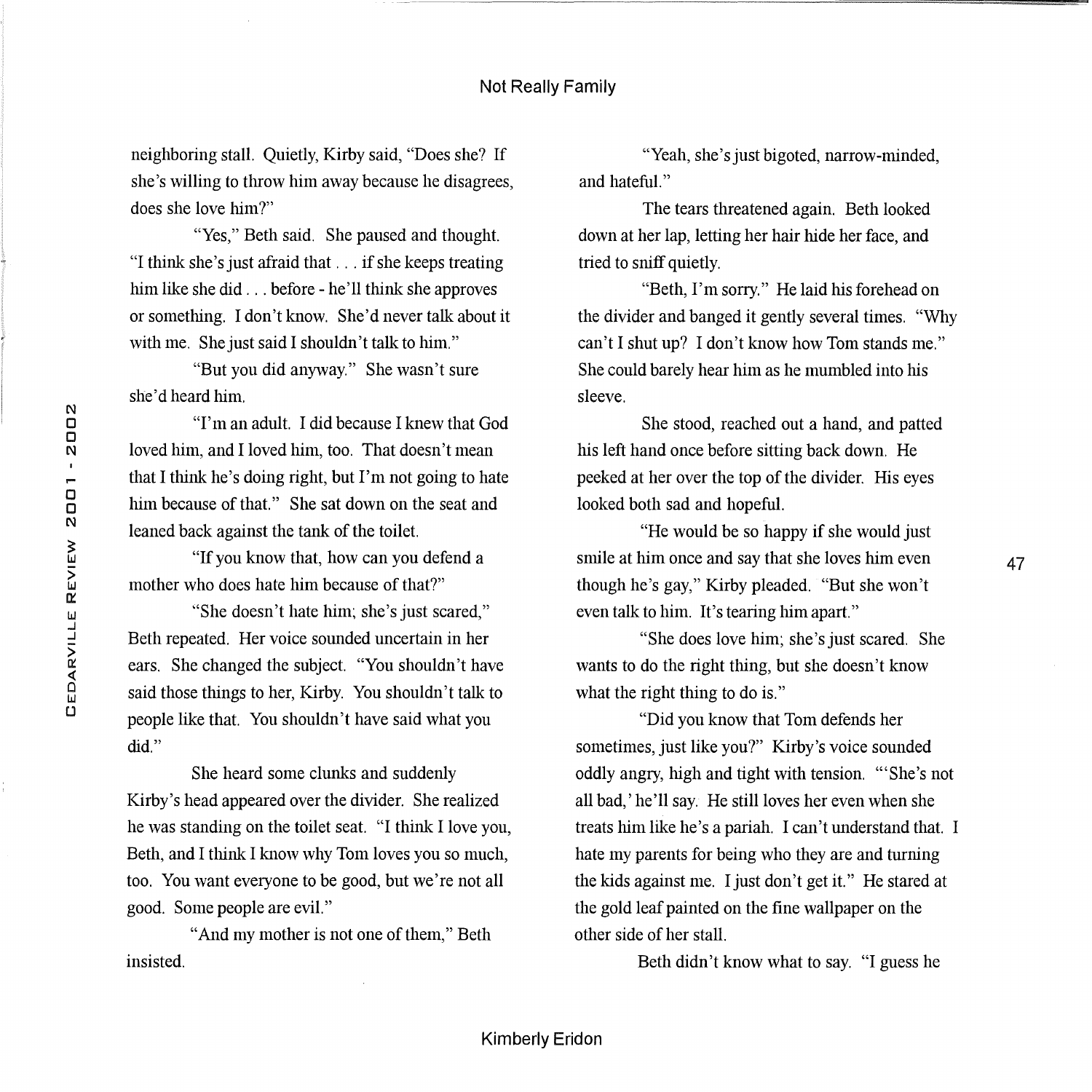neighboring stall. Quietly, Kirby said, "Does she? If she's willing to throw him away because he disagrees, does she love him?"

"Yes," Beth said. She paused and thought. "I think she's just afraid that . . . if she keeps treating him like she did . . . before - he'll think she approves or something. I don't know. She'd never talk about it with me. She just said I shouldn't talk to him."

"But you did anyway." She wasn't sure she'd heard him.

"I'm an adult. I did because I knew that God loved him, and I loved him, too. That doesn't mean that I think he's doing right, but I'm not going to hate him because of that." She sat down on the seat and leaned back against the tank of the toilet.

"If you know that, how can you defend a mother who does hate him because of that?"

"She doesn't hate him; she's just scared," Beth repeated. Her voice sounded uncertain in her ears. She changed the subject. "You shouldn't have said those things to her, Kirby. You shouldn't talk to people like that. You shouldn't have said what you did."

She heard some clunks and suddenly Kirby's head appeared over the divider. She realized he was standing on the toilet seat. "I think I love you, Beth, and I think I know why Tom loves you so much, too. You want everyone to be good, but we're not all good. Some people are evil."

"And my mother is not one of them," Beth insisted.

"Yeah, she's just bigoted, narrow-minded, and hateful."

The tears threatened again. Beth looked down at her lap, letting her hair hide her face, and tried to sniff quietly.

"Beth, I'm sorry." He laid his forehead on the divider and banged it gently several times. "Why can't I shut up? I don't know how Tom stands me." She could barely hear him as he mumbled into his sleeve.

She stood, reached out a hand, and patted his left hand once before sitting back down. He peeked at her over the top of the divider. His eyes looked both sad and hopeful.

"He would be so happy if she would just smile at him once and say that she loves him even though he's gay," Kirby pleaded. "But she won't even talk to him. It's tearing him apart."

"She does love him; she's just scared. She wants to do the right thing, but she doesn't know what the right thing to do is."

"Did you know that Tom defends her sometimes, just like you?" Kirby's voice sounded oddly angry, high and tight with tension. "'She's not all bad,' he'll say. He still loves her even when she treats him like he's a pariah. I can't understand that. I hate my parents for being who they are and turning the kids against me. I just don't get it." He stared at the gold leaf painted on the fine wallpaper on the other side of her stall.

Beth didn't know what to say. "I guess he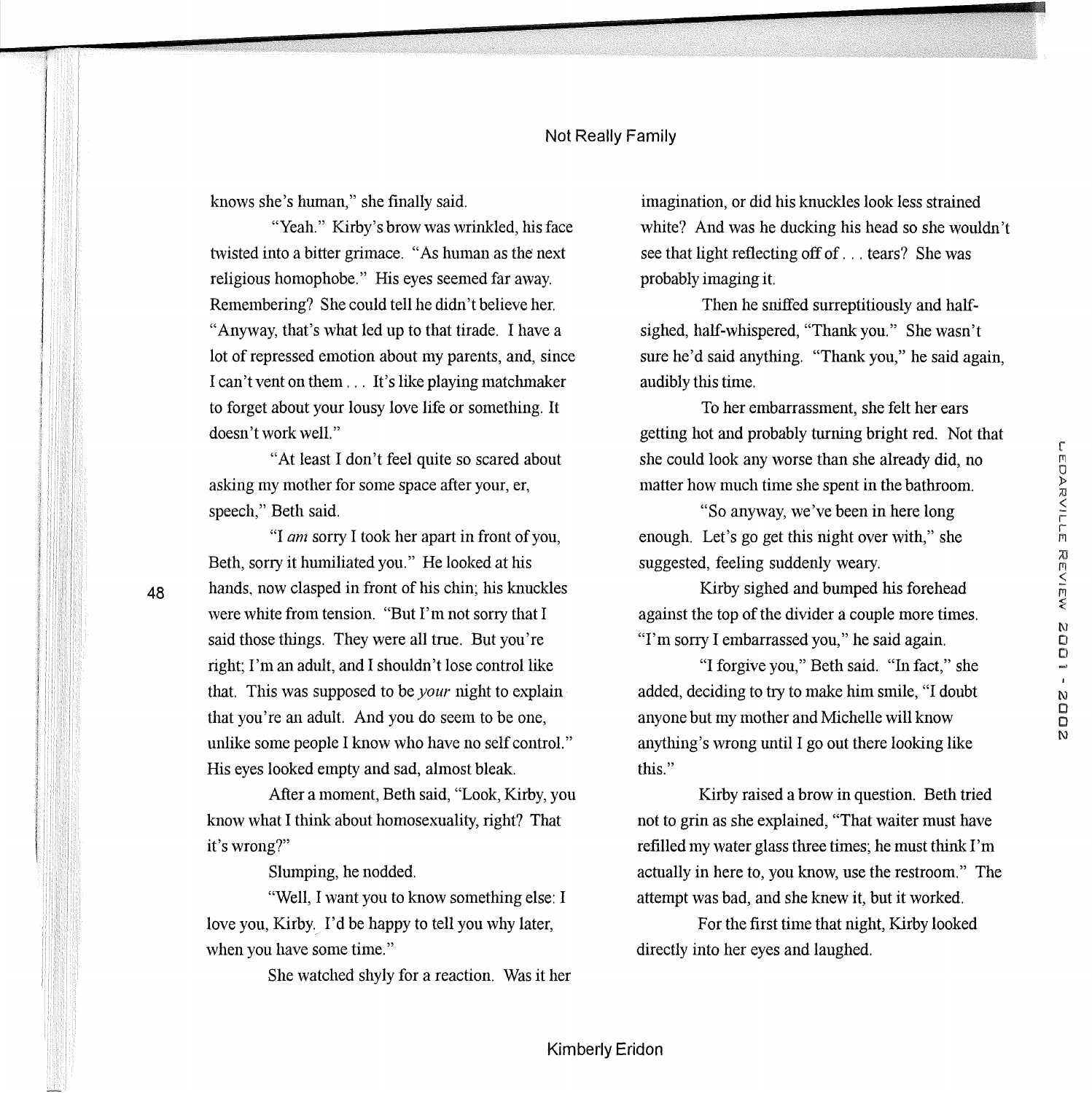knows she's human," she finally said.

"Yeah." Kirby's brow was wrinkled, his face twisted into a bitter grimace. "As human as the next religious homophobe." His eyes seemed far away. Remembering? She could tell he didn't believe her. "Anyway, that's what led up to that tirade. I have a lot of repressed emotion about my parents, and, since I can't vent on them . . . It's like playing matchmaker to forget about your lousy love life or something. It doesn't work well."

"At least I don't feel quite so scared about asking my mother for some space after your, er, speech," Beth said.

"I *am* sorry I took her apart in front of you, Beth, sorry it humiliated you." He looked at his hands, now clasped in front of his chin; his knuckles were white from tension. "But I'm not sorry that I said those things. They were all true. But you're right; I'm an adult, and I shouldn't lose control like that. This was supposed to be *your* night to explain that you're an adult. And you do seem to be one, unlike some people I know who have no self control." His eyes looked empty and sad, almost bleak.

After a moment, Beth said, "Look, Kirby, you know what I think about homosexuality, right? That it's wrong?"

Slumping, he nodded.

"Well, I want you to know something else: I love you, Kirby. I'd be happy to tell you why later, when you have some time."

She watched shyly for a reaction. Was it her imagination, or did his knuckles look less strained white? And was he ducking his head so she wouldn't see that light reflecting off of . . . tears? She was probably imaging it.

Then he sniffed surreptitiously and half-sighed, half-whispered, "Thank you." She wasn't sure he'd said anything. "Thank you," he said again, audibly this time.

To her embarrassment, she felt her ears getting hot and probably turning bright red. Not that she could look any worse than she already did, no matter how much time she spent in the bathroom.

"So anyway, we've been in here long enough. Let's go get this night over with," she suggested, feeling suddenly weary.

Kirby sighed and bumped his forehead against the top of the divider a couple more times. "I'm sorry I embarrassed you," he said again.

"I forgive you," Beth said. "In fact," she added, deciding to try to make him smile, "I doubt anyone but my mother and Michelle will know anything's wrong until I go out there looking like this."

Kirby raised a brow in question. Beth tried not to grin as she explained, "That waiter must have refilled my water glass three times; he must think I'm actually in here to, you know, use the restroom." The attempt was bad, and she knew it, but it worked.

For the first time that night, Kirby looked directly into her eyes and laughed.

Kimberly Eridon